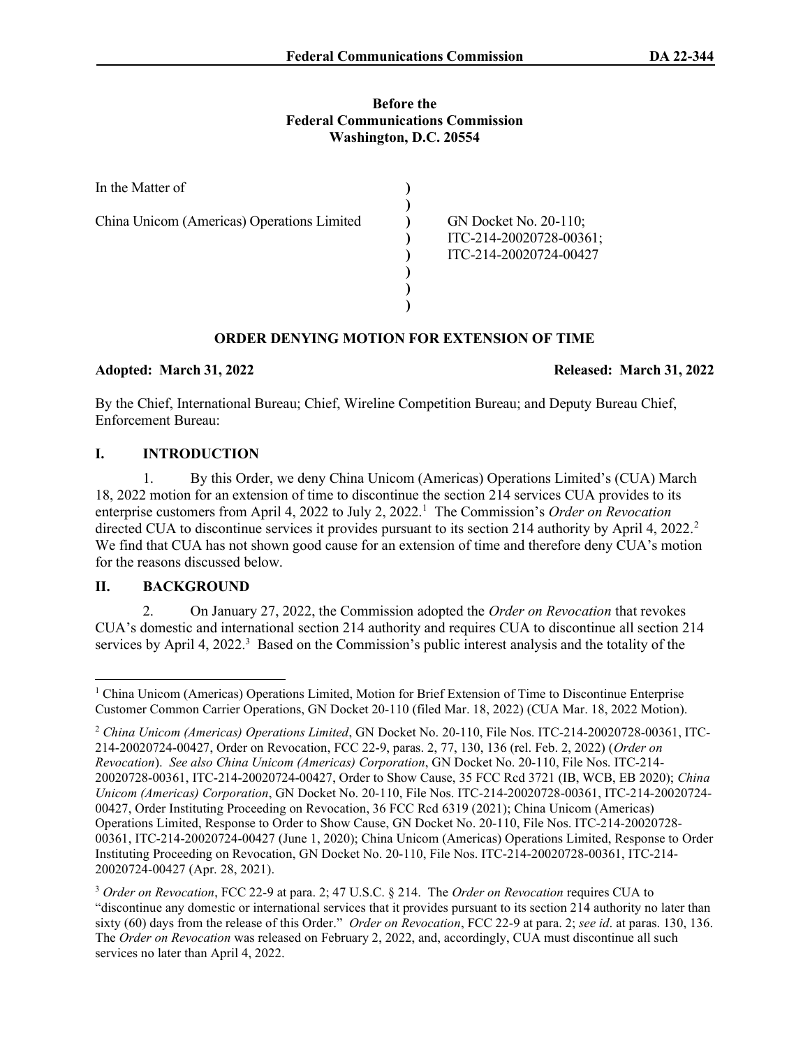**Before the**
**Federal Communications Commission**
**Washington, D.C. 20554**

| | | |
|---|---|---|
| In the Matter of | ) | |
| | ) | |
| China Unicom (Americas) Operations Limited | ) | GN Docket No. 20-110; |
| | ) | ITC-214-20020728-00361; |
| | ) | ITC-214-20020724-00427 |
| | ) | |
| | ) | |
| | ) | |

## ORDER DENYING MOTION FOR EXTENSION OF TIME

**Adopted: March 31, 2022** **Released: March 31, 2022**

By the Chief, International Bureau; Chief, Wireline Competition Bureau; and Deputy Bureau Chief, Enforcement Bureau:

## I. INTRODUCTION

1. By this Order, we deny China Unicom (Americas) Operations Limited's (CUA) March 18, 2022 motion for an extension of time to discontinue the section 214 services CUA provides to its enterprise customers from April 4, 2022 to July 2, 2022.[1] The Commission's *Order on Revocation* directed CUA to discontinue services it provides pursuant to its section 214 authority by April 4, 2022.[2] We find that CUA has not shown good cause for an extension of time and therefore deny CUA's motion for the reasons discussed below.

## II. BACKGROUND

2. On January 27, 2022, the Commission adopted the *Order on Revocation* that revokes CUA's domestic and international section 214 authority and requires CUA to discontinue all section 214 services by April 4, 2022.[3] Based on the Commission's public interest analysis and the totality of the

---

[1] China Unicom (Americas) Operations Limited, Motion for Brief Extension of Time to Discontinue Enterprise Customer Common Carrier Operations, GN Docket 20-110 (filed Mar. 18, 2022) (CUA Mar. 18, 2022 Motion).

[2] *China Unicom (Americas) Operations Limited*, GN Docket No. 20-110, File Nos. ITC-214-20020728-00361, ITC-214-20020724-00427, Order on Revocation, FCC 22-9, paras. 2, 77, 130, 136 (rel. Feb. 2, 2022) (*Order on Revocation*). *See also China Unicom (Americas) Corporation*, GN Docket No. 20-110, File Nos. ITC-214-20020728-00361, ITC-214-20020724-00427, Order to Show Cause, 35 FCC Rcd 3721 (IB, WCB, EB 2020); *China Unicom (Americas) Corporation*, GN Docket No. 20-110, File Nos. ITC-214-20020728-00361, ITC-214-20020724-00427, Order Instituting Proceeding on Revocation, 36 FCC Rcd 6319 (2021); China Unicom (Americas) Operations Limited, Response to Order to Show Cause, GN Docket No. 20-110, File Nos. ITC-214-20020728-00361, ITC-214-20020724-00427 (June 1, 2020); China Unicom (Americas) Operations Limited, Response to Order Instituting Proceeding on Revocation, GN Docket No. 20-110, File Nos. ITC-214-20020728-00361, ITC-214-20020724-00427 (Apr. 28, 2021).

[3] *Order on Revocation*, FCC 22-9 at para. 2; 47 U.S.C. § 214. The *Order on Revocation* requires CUA to "discontinue any domestic or international services that it provides pursuant to its section 214 authority no later than sixty (60) days from the release of this Order." *Order on Revocation*, FCC 22-9 at para. 2; *see id*. at paras. 130, 136. The *Order on Revocation* was released on February 2, 2022, and, accordingly, CUA must discontinue all such services no later than April 4, 2022.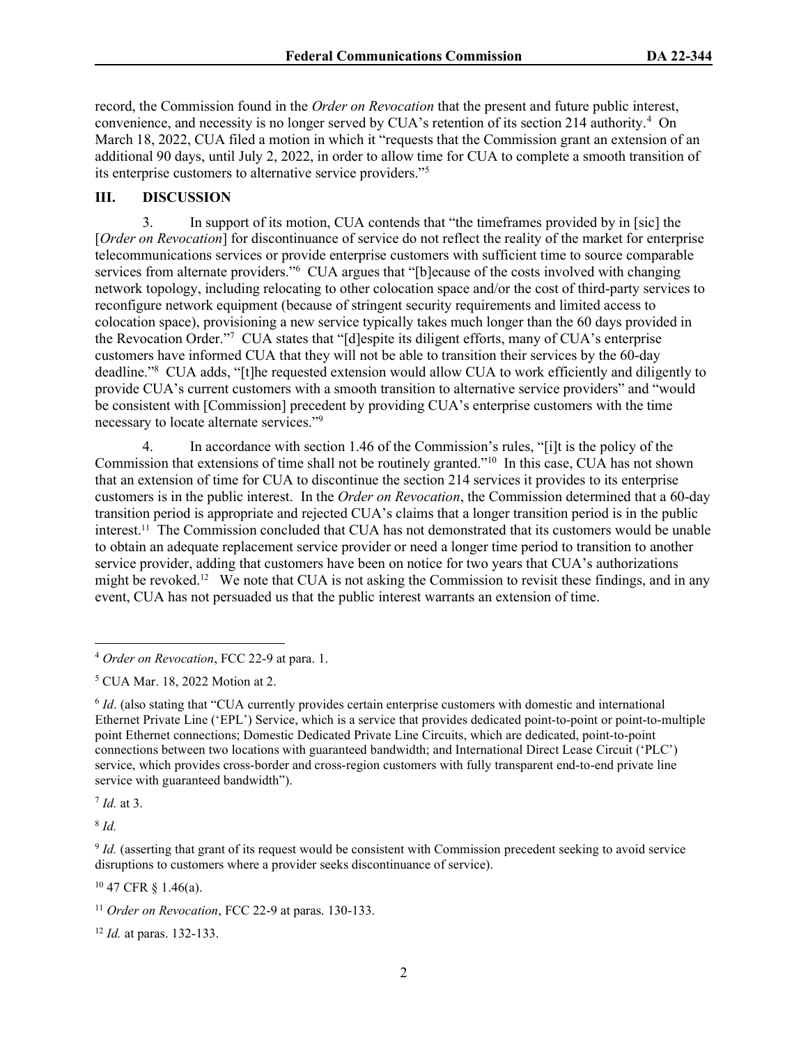record, the Commission found in the *Order on Revocation* that the present and future public interest, convenience, and necessity is no longer served by CUA's retention of its section 214 authority.[4] On March 18, 2022, CUA filed a motion in which it "requests that the Commission grant an extension of an additional 90 days, until July 2, 2022, in order to allow time for CUA to complete a smooth transition of its enterprise customers to alternative service providers."[5]

## III. DISCUSSION

3. In support of its motion, CUA contends that "the timeframes provided by in [sic] the [*Order on Revocation*] for discontinuance of service do not reflect the reality of the market for enterprise telecommunications services or provide enterprise customers with sufficient time to source comparable services from alternate providers."[6] CUA argues that "[b]ecause of the costs involved with changing network topology, including relocating to other colocation space and/or the cost of third-party services to reconfigure network equipment (because of stringent security requirements and limited access to colocation space), provisioning a new service typically takes much longer than the 60 days provided in the Revocation Order."[7] CUA states that "[d]espite its diligent efforts, many of CUA's enterprise customers have informed CUA that they will not be able to transition their services by the 60-day deadline."[8] CUA adds, "[t]he requested extension would allow CUA to work efficiently and diligently to provide CUA's current customers with a smooth transition to alternative service providers" and "would be consistent with [Commission] precedent by providing CUA's enterprise customers with the time necessary to locate alternate services."[9]

4. In accordance with section 1.46 of the Commission's rules, "[i]t is the policy of the Commission that extensions of time shall not be routinely granted."[10] In this case, CUA has not shown that an extension of time for CUA to discontinue the section 214 services it provides to its enterprise customers is in the public interest. In the *Order on Revocation*, the Commission determined that a 60-day transition period is appropriate and rejected CUA's claims that a longer transition period is in the public interest.[11] The Commission concluded that CUA has not demonstrated that its customers would be unable to obtain an adequate replacement service provider or need a longer time period to transition to another service provider, adding that customers have been on notice for two years that CUA's authorizations might be revoked.[12] We note that CUA is not asking the Commission to revisit these findings, and in any event, CUA has not persuaded us that the public interest warrants an extension of time.

---

[4] *Order on Revocation*, FCC 22-9 at para. 1.

[5] CUA Mar. 18, 2022 Motion at 2.

[6] *Id*. (also stating that "CUA currently provides certain enterprise customers with domestic and international Ethernet Private Line ('EPL') Service, which is a service that provides dedicated point-to-point or point-to-multiple point Ethernet connections; Domestic Dedicated Private Line Circuits, which are dedicated, point-to-point connections between two locations with guaranteed bandwidth; and International Direct Lease Circuit ('PLC') service, which provides cross-border and cross-region customers with fully transparent end-to-end private line service with guaranteed bandwidth").

[7] *Id.* at 3.

[8] *Id.*

[9] *Id.* (asserting that grant of its request would be consistent with Commission precedent seeking to avoid service disruptions to customers where a provider seeks discontinuance of service).

[10] 47 CFR § 1.46(a).

[11] *Order on Revocation*, FCC 22-9 at paras. 130-133.

[12] *Id.* at paras. 132-133.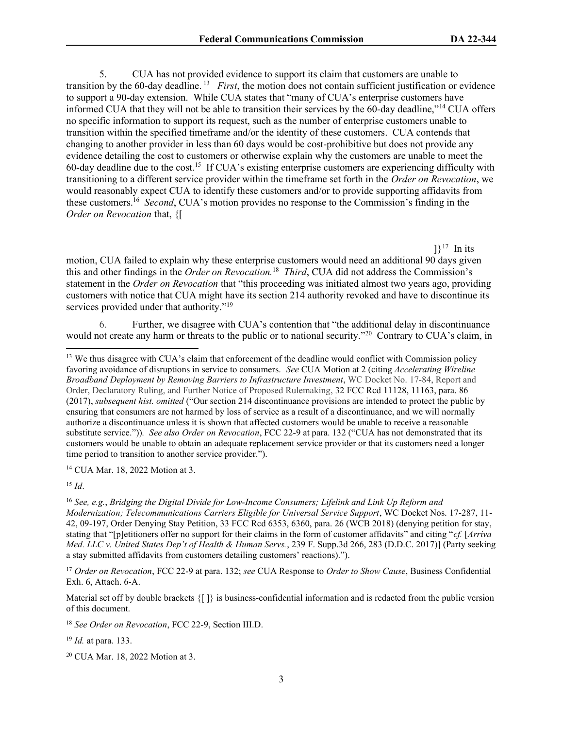5. CUA has not provided evidence to support its claim that customers are unable to transition by the 60-day deadline.[13] *First*, the motion does not contain sufficient justification or evidence to support a 90-day extension. While CUA states that "many of CUA's enterprise customers have informed CUA that they will not be able to transition their services by the 60-day deadline,"[14] CUA offers no specific information to support its request, such as the number of enterprise customers unable to transition within the specified timeframe and/or the identity of these customers. CUA contends that changing to another provider in less than 60 days would be cost-prohibitive but does not provide any evidence detailing the cost to customers or otherwise explain why the customers are unable to meet the 60-day deadline due to the cost.[15] If CUA's existing enterprise customers are experiencing difficulty with transitioning to a different service provider within the timeframe set forth in the *Order on Revocation*, we would reasonably expect CUA to identify these customers and/or to provide supporting affidavits from these customers.[16] *Second*, CUA's motion provides no response to the Commission's finding in the *Order on Revocation* that, {[

]}[17] In its motion, CUA failed to explain why these enterprise customers would need an additional 90 days given this and other findings in the *Order on Revocation.*[18] *Third*, CUA did not address the Commission's statement in the *Order on Revocation* that "this proceeding was initiated almost two years ago, providing customers with notice that CUA might have its section 214 authority revoked and have to discontinue its services provided under that authority."[19]

6. Further, we disagree with CUA's contention that "the additional delay in discontinuance would not create any harm or threats to the public or to national security."[20] Contrary to CUA's claim, in

---

[13] We thus disagree with CUA's claim that enforcement of the deadline would conflict with Commission policy favoring avoidance of disruptions in service to consumers. *See* CUA Motion at 2 (citing *Accelerating Wireline Broadband Deployment by Removing Barriers to Infrastructure Investment*, WC Docket No. 17-84, Report and Order, Declaratory Ruling, and Further Notice of Proposed Rulemaking, 32 FCC Rcd 11128, 11163, para. 86 (2017), *subsequent hist. omitted* ("Our section 214 discontinuance provisions are intended to protect the public by ensuring that consumers are not harmed by loss of service as a result of a discontinuance, and we will normally authorize a discontinuance unless it is shown that affected customers would be unable to receive a reasonable substitute service.")). *See also Order on Revocation*, FCC 22-9 at para. 132 ("CUA has not demonstrated that its customers would be unable to obtain an adequate replacement service provider or that its customers need a longer time period to transition to another service provider.").

[14] CUA Mar. 18, 2022 Motion at 3.

[15] *Id*.

[16] *See, e.g.*, *Bridging the Digital Divide for Low-Income Consumers; Lifelink and Link Up Reform and Modernization; Telecommunications Carriers Eligible for Universal Service Support*, WC Docket Nos. 17-287, 11-42, 09-197, Order Denying Stay Petition, 33 FCC Rcd 6353, 6360, para. 26 (WCB 2018) (denying petition for stay, stating that "[p]etitioners offer no support for their claims in the form of customer affidavits" and citing "*cf.* [*Arriva Med. LLC v. United States Dep't of Health & Human Servs.*, 239 F. Supp.3d 266, 283 (D.D.C. 2017)] (Party seeking a stay submitted affidavits from customers detailing customers' reactions).").

[17] *Order on Revocation*, FCC 22-9 at para. 132; *see* CUA Response to *Order to Show Cause*, Business Confidential Exh. 6, Attach. 6-A.

Material set off by double brackets {[ ]} is business-confidential information and is redacted from the public version of this document.

[18] *See Order on Revocation*, FCC 22-9, Section III.D.

[19] *Id.* at para. 133.

[20] CUA Mar. 18, 2022 Motion at 3.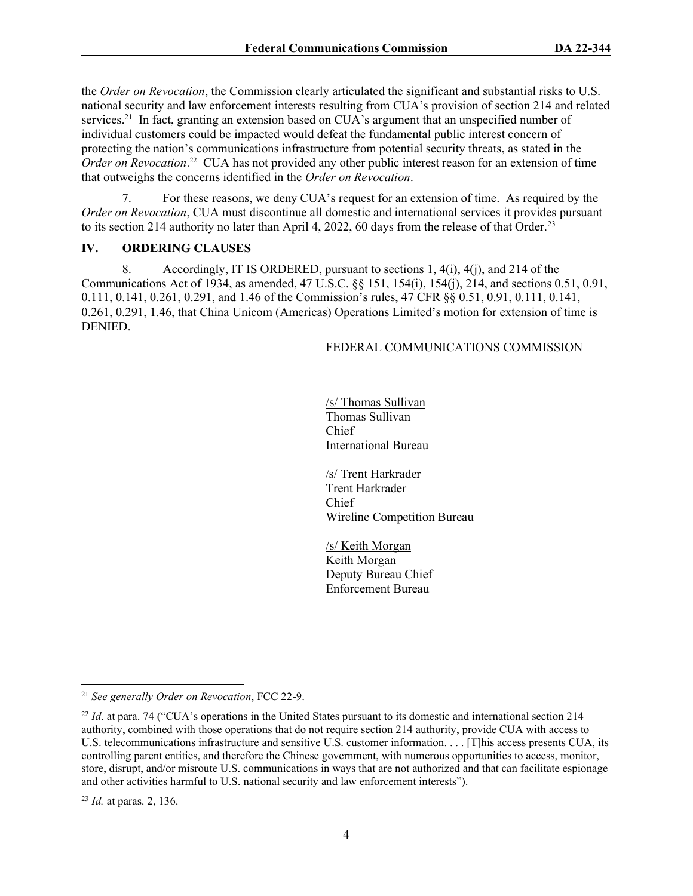the *Order on Revocation*, the Commission clearly articulated the significant and substantial risks to U.S. national security and law enforcement interests resulting from CUA's provision of section 214 and related services.[21] In fact, granting an extension based on CUA's argument that an unspecified number of individual customers could be impacted would defeat the fundamental public interest concern of protecting the nation's communications infrastructure from potential security threats, as stated in the *Order on Revocation*.[22] CUA has not provided any other public interest reason for an extension of time that outweighs the concerns identified in the *Order on Revocation*.

7. For these reasons, we deny CUA's request for an extension of time. As required by the *Order on Revocation*, CUA must discontinue all domestic and international services it provides pursuant to its section 214 authority no later than April 4, 2022, 60 days from the release of that Order.[23]

## IV. ORDERING CLAUSES

8. Accordingly, IT IS ORDERED, pursuant to sections 1, 4(i), 4(j), and 214 of the Communications Act of 1934, as amended, 47 U.S.C. §§ 151, 154(i), 154(j), 214, and sections 0.51, 0.91, 0.111, 0.141, 0.261, 0.291, and 1.46 of the Commission's rules, 47 CFR §§ 0.51, 0.91, 0.111, 0.141, 0.261, 0.291, 1.46, that China Unicom (Americas) Operations Limited's motion for extension of time is DENIED.

FEDERAL COMMUNICATIONS COMMISSION

/s/ Thomas Sullivan
Thomas Sullivan
Chief
International Bureau

/s/ Trent Harkrader
Trent Harkrader
Chief
Wireline Competition Bureau

/s/ Keith Morgan
Keith Morgan
Deputy Bureau Chief
Enforcement Bureau

---

[21] *See generally Order on Revocation*, FCC 22-9.

[22] *Id*. at para. 74 ("CUA's operations in the United States pursuant to its domestic and international section 214 authority, combined with those operations that do not require section 214 authority, provide CUA with access to U.S. telecommunications infrastructure and sensitive U.S. customer information. . . . [T]his access presents CUA, its controlling parent entities, and therefore the Chinese government, with numerous opportunities to access, monitor, store, disrupt, and/or misroute U.S. communications in ways that are not authorized and that can facilitate espionage and other activities harmful to U.S. national security and law enforcement interests").

[23] *Id.* at paras. 2, 136.